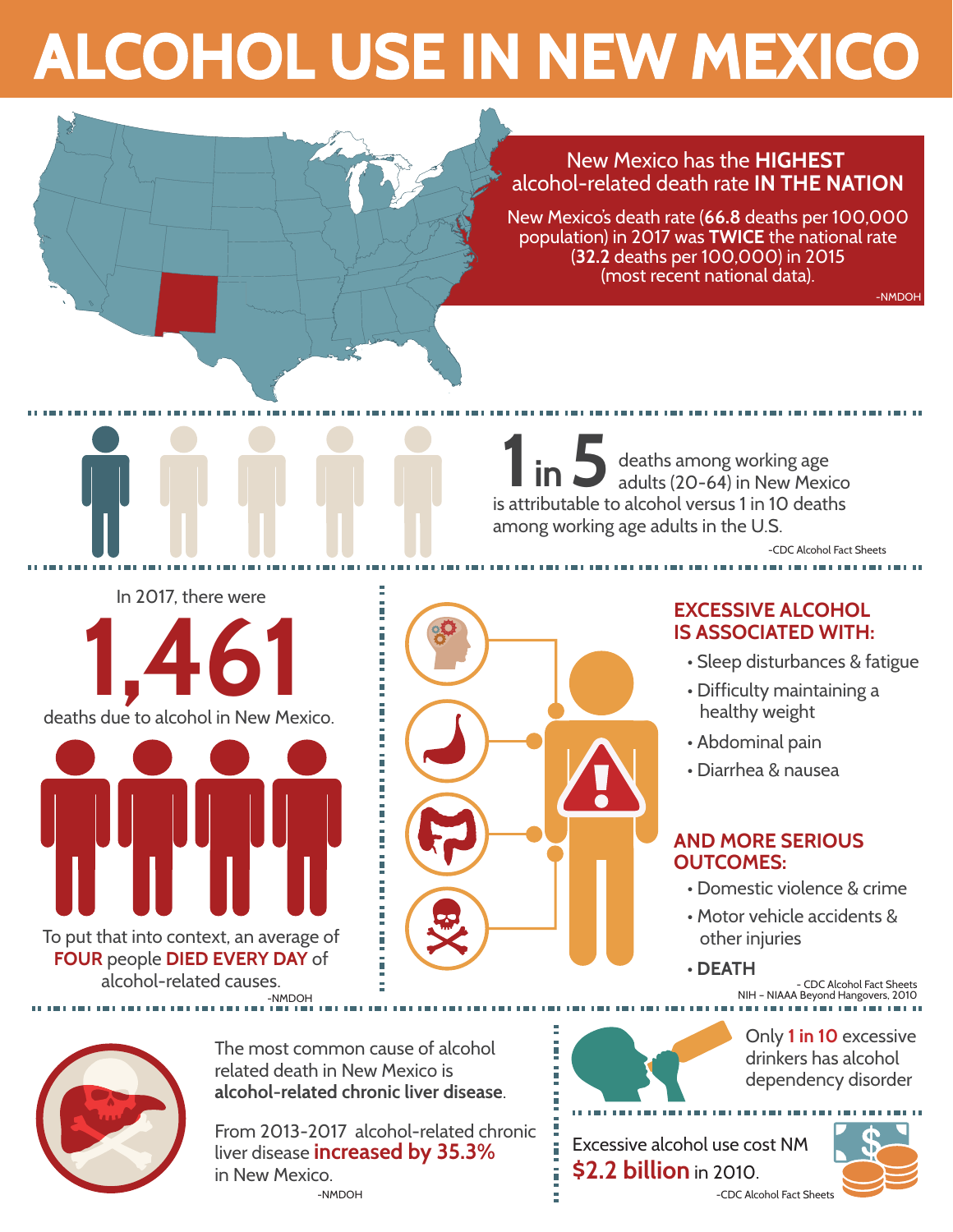# ALCOHOL USE IN NEW MEXICO

## New Mexico has the **HIGHEST** alcohol-related death rate **IN THE NATION**

New Mexico's death rate (**66.8** deaths per 100,000 population) in 2017 was **TWICE** the national rate (**32.2** deaths per 100,000) in 2015 (most recent national data).

-NMDOH

---

**1 in 5** deaths among working age adults (20-64) in New Mexico is attributable to alcohol versus 1 in 10 deaths among working age adults in the U.S.

-CDC Alcohol Fact Sheets

---

In 2017, there were

**1,461**

deaths due to alcohol in New Mexico.

To put that into context, an average of **FOUR** people **DIED EVERY DAY** of alcohol-related causes.

-NMDOH

## EXCESSIVE ALCOHOL IS ASSOCIATED WITH:

- Sleep disturbances & fatigue
- Difficulty maintaining a healthy weight
- Abdominal pain
- Diarrhea & nausea

## AND MORE SERIOUS OUTCOMES:

- Domestic violence & crime
- Motor vehicle accidents & other injuries
- **DEATH**

- CDC Alcohol Fact Sheets
NIH - NIAAA Beyond Hangovers, 2010

---

The most common cause of alcohol related death in New Mexico is **alcohol-related chronic liver disease**.

From 2013-2017 alcohol-related chronic liver disease **increased by 35.3%** in New Mexico.

-NMDOH

Only **1 in 10** excessive drinkers has alcohol dependency disorder

Excessive alcohol use cost NM **$2.2 billion** in 2010.

-CDC Alcohol Fact Sheets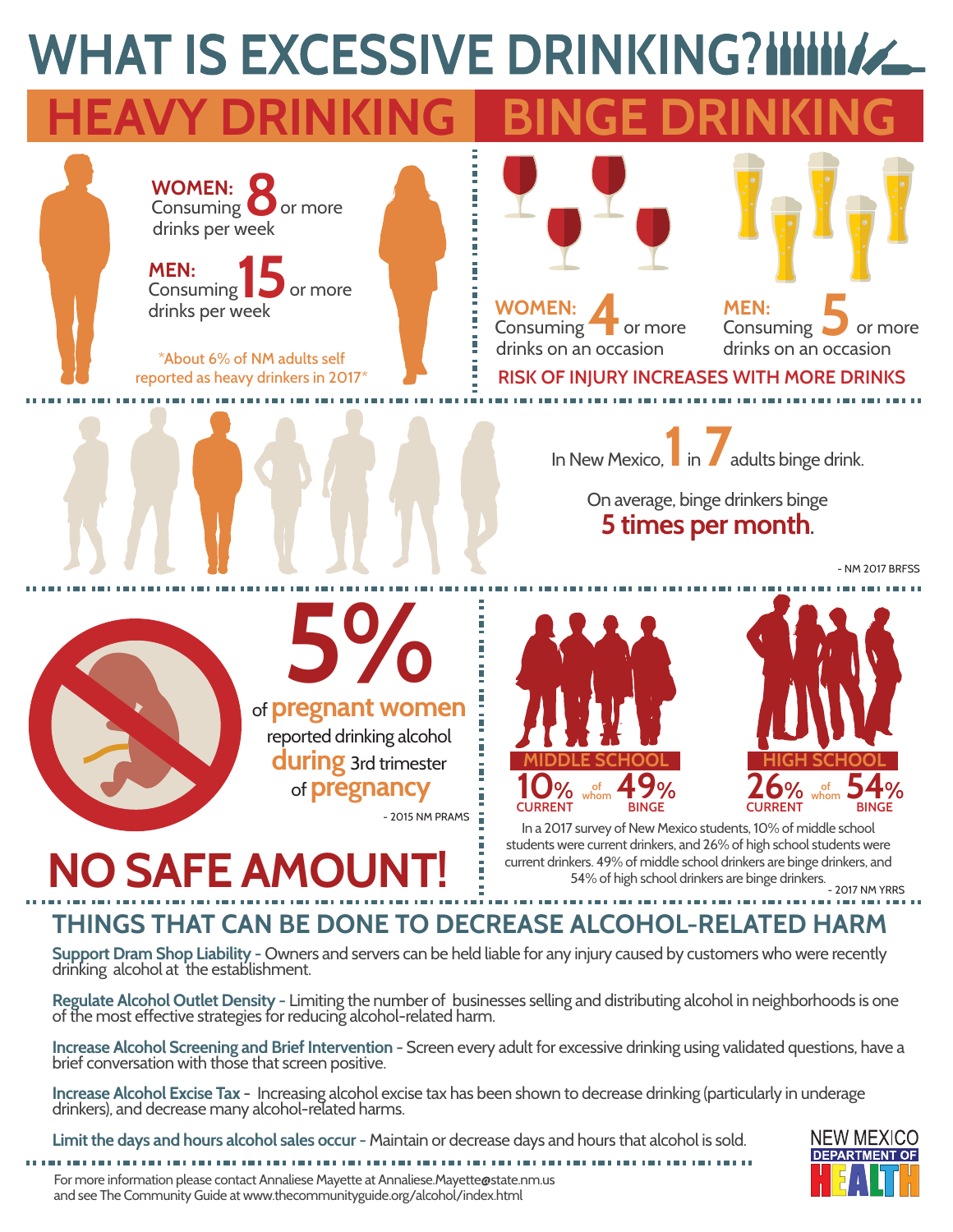# WHAT IS EXCESSIVE DRINKING?

## HEAVY DRINKING

**WOMEN:** Consuming **8** or more drinks per week

**MEN:** Consuming **15** or more drinks per week

*About 6% of NM adults self reported as heavy drinkers in 2017*

## BINGE DRINKING

**WOMEN:** Consuming **4** or more drinks on an occasion

**MEN:** Consuming **5** or more drinks on an occasion

**RISK OF INJURY INCREASES WITH MORE DRINKS**

In New Mexico, **1** in **7** adults binge drink.

On average, binge drinkers binge **5 times per month**.

- NM 2017 BRFSS

**5%** of **pregnant women** reported drinking alcohol **during** 3rd trimester of **pregnancy**

- 2015 NM PRAMS

# NO SAFE AMOUNT!

**MIDDLE SCHOOL**
10% CURRENT of whom 49% BINGE

**HIGH SCHOOL**
26% CURRENT of whom 54% BINGE

In a 2017 survey of New Mexico students, 10% of middle school students were current drinkers, and 26% of high school students were current drinkers. 49% of middle school drinkers are binge drinkers, and 54% of high school drinkers are binge drinkers.

- 2017 NM YRRS

## THINGS THAT CAN BE DONE TO DECREASE ALCOHOL-RELATED HARM

**Support Dram Shop Liability -** Owners and servers can be held liable for any injury caused by customers who were recently drinking alcohol at the establishment.

**Regulate Alcohol Outlet Density -** Limiting the number of businesses selling and distributing alcohol in neighborhoods is one of the most effective strategies for reducing alcohol-related harm.

**Increase Alcohol Screening and Brief Intervention -** Screen every adult for excessive drinking using validated questions, have a brief conversation with those that screen positive.

**Increase Alcohol Excise Tax -** Increasing alcohol excise tax has been shown to decrease drinking (particularly in underage drinkers), and decrease many alcohol-related harms.

**Limit the days and hours alcohol sales occur -** Maintain or decrease days and hours that alcohol is sold.

For more information please contact Annaliese Mayette at Annaliese.Mayette@state.nm.us and see The Community Guide at www.thecommunityguide.org/alcohol/index.html

NEW MEXICO DEPARTMENT OF HEALTH